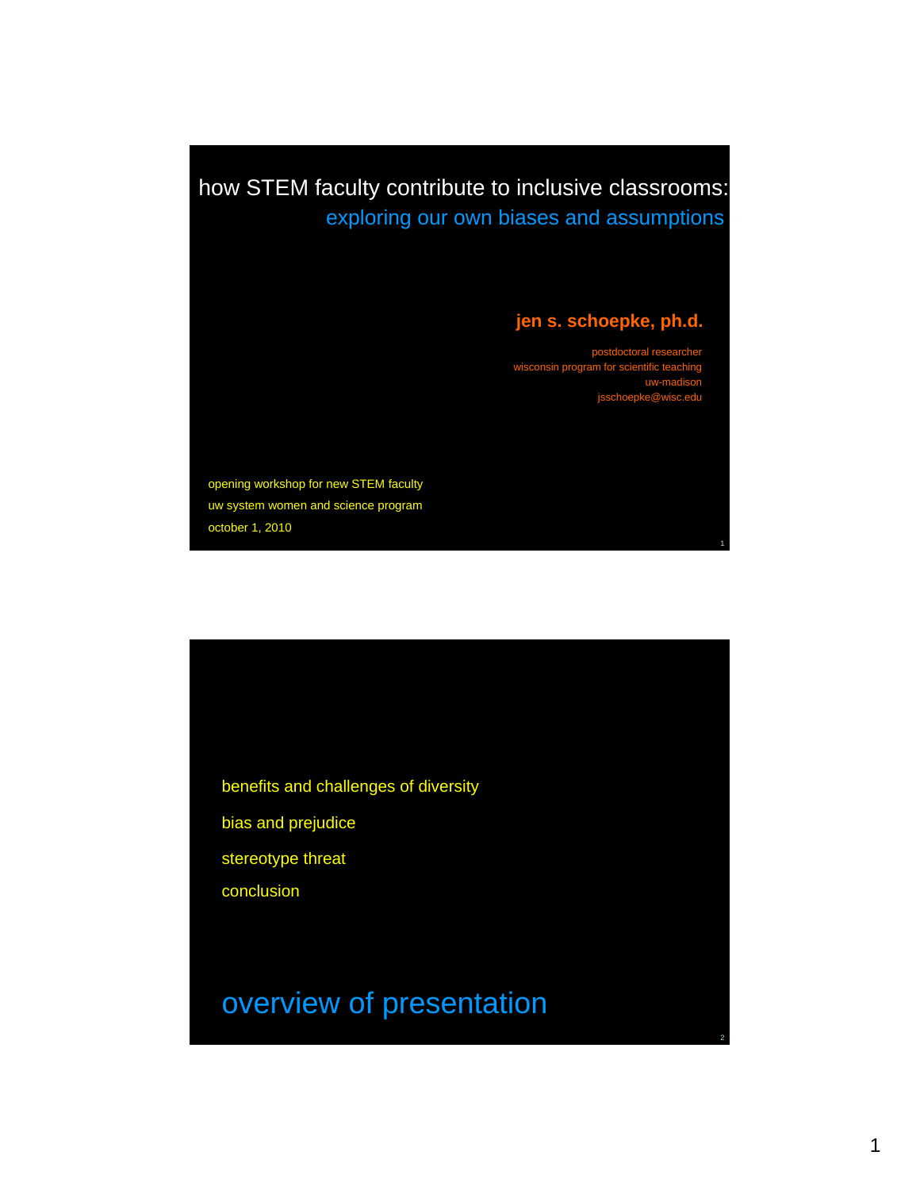# how STEM faculty contribute to inclusive classrooms:

## exploring our own biases and assumptions

**jen s. schoepke, ph.d.**

postdoctoral researcher
wisconsin program for scientific teaching
uw-madison
jsschoepke@wisc.edu

opening workshop for new STEM faculty
uw system women and science program
october 1, 2010

---

benefits and challenges of diversity

bias and prejudice

stereotype threat

conclusion

## overview of presentation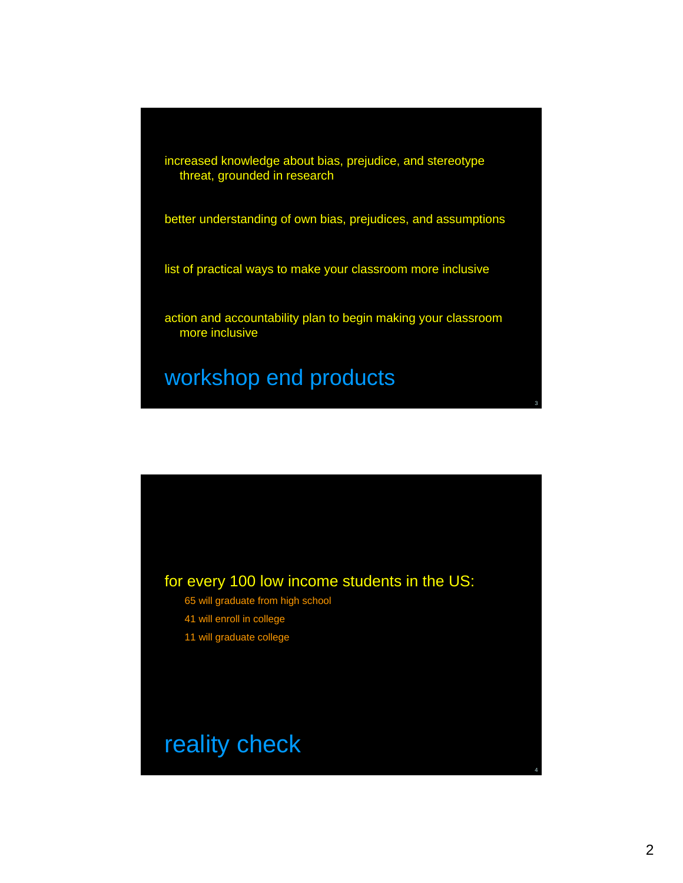## workshop end products

- increased knowledge about bias, prejudice, and stereotype threat, grounded in research
- better understanding of own bias, prejudices, and assumptions
- list of practical ways to make your classroom more inclusive
- action and accountability plan to begin making your classroom more inclusive

## reality check

for every 100 low income students in the US:

- 65 will graduate from high school
- 41 will enroll in college
- 11 will graduate college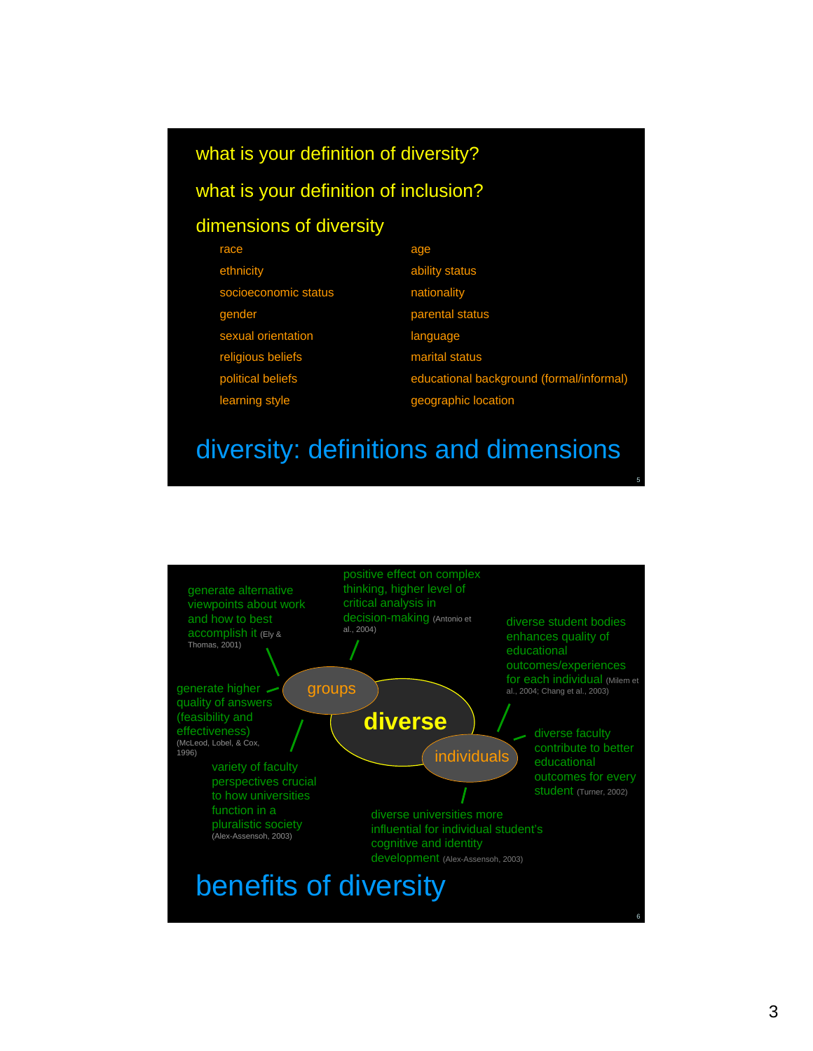## diversity: definitions and dimensions

what is your definition of diversity?

what is your definition of inclusion?

### dimensions of diversity

| | |
|---|---|
| race | age |
| ethnicity | ability status |
| socioeconomic status | nationality |
| gender | parental status |
| sexual orientation | language |
| religious beliefs | marital status |
| political beliefs | educational background (formal/informal) |
| learning style | geographic location |

## benefits of diversity

**diverse**

**groups**

- generate alternative viewpoints about work and how to best accomplish it (Ely & Thomas, 2001)
- positive effect on complex thinking, higher level of critical analysis in decision-making (Antonio et al., 2004)
- generate higher quality of answers (feasibility and effectiveness) (McLeod, Lobel, & Cox, 1996)
- variety of faculty perspectives crucial to how universities function in a pluralistic society (Alex-Assensoh, 2003)

**individuals**

- diverse student bodies enhances quality of educational outcomes/experiences for each individual (Milem et al., 2004; Chang et al., 2003)
- diverse faculty contribute to better educational outcomes for every student (Turner, 2002)
- diverse universities more influential for individual student's cognitive and identity development (Alex-Assensoh, 2003)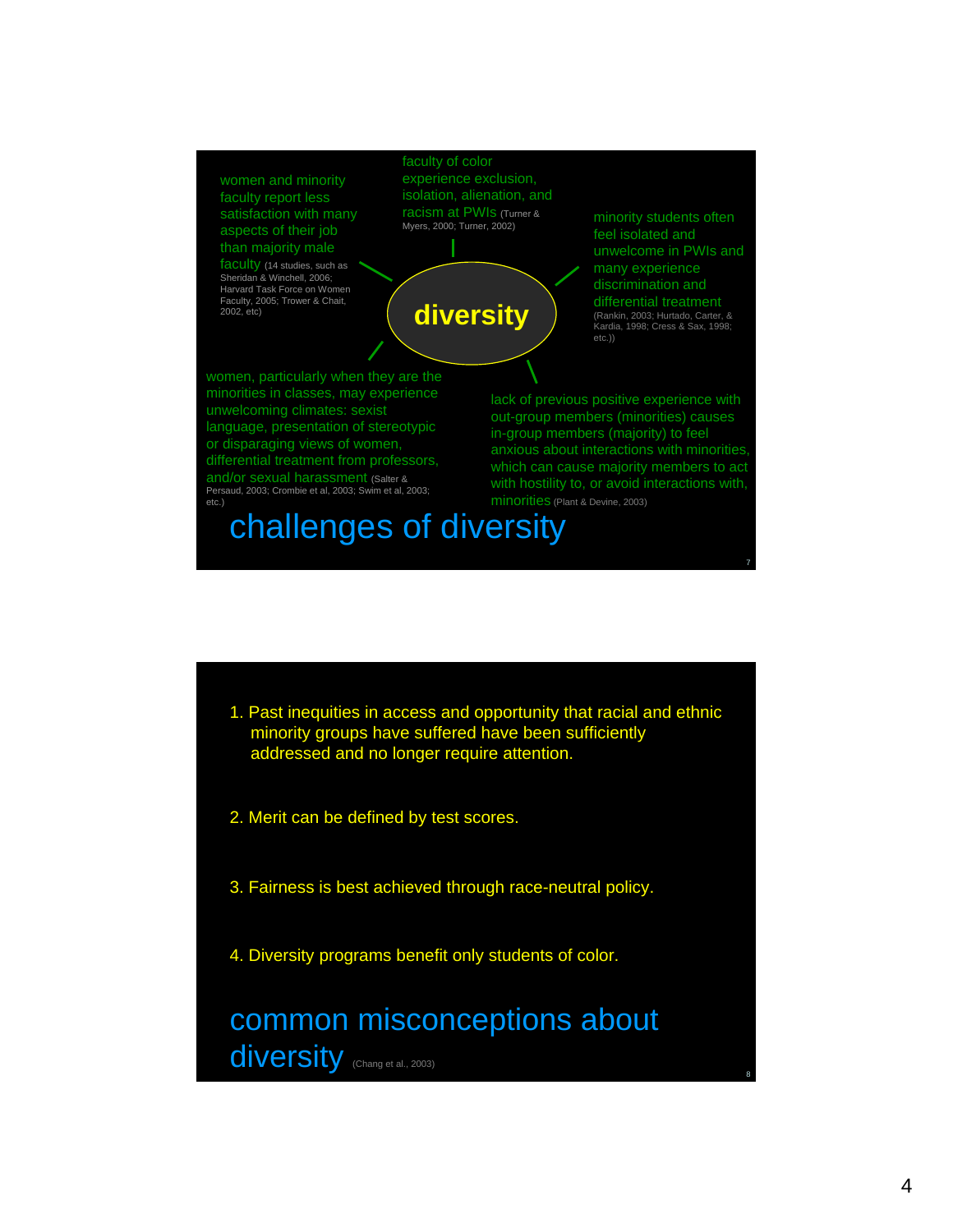## challenges of diversity

**diversity**

- women and minority faculty report less satisfaction with many aspects of their job than majority male faculty (14 studies, such as Sheridan & Winchell, 2006; Harvard Task Force on Women Faculty, 2005; Trower & Chait, 2002, etc)
- faculty of color experience exclusion, isolation, alienation, and racism at PWIs (Turner & Myers, 2000; Turner, 2002)
- minority students often feel isolated and unwelcome in PWIs and many experience discrimination and differential treatment (Rankin, 2003; Hurtado, Carter, & Kardia, 1998; Cress & Sax, 1998; etc.))
- women, particularly when they are the minorities in classes, may experience unwelcoming climates: sexist language, presentation of stereotypic or disparaging views of women, differential treatment from professors, and/or sexual harassment (Salter & Persaud, 2003; Crombie et al, 2003; Swim et al, 2003; etc.)
- lack of previous positive experience with out-group members (minorities) causes in-group members (majority) to feel anxious about interactions with minorities, which can cause majority members to act with hostility to, or avoid interactions with, minorities (Plant & Devine, 2003)

## common misconceptions about diversity (Chang et al., 2003)

1. Past inequities in access and opportunity that racial and ethnic minority groups have suffered have been sufficiently addressed and no longer require attention.

2. Merit can be defined by test scores.

3. Fairness is best achieved through race-neutral policy.

4. Diversity programs benefit only students of color.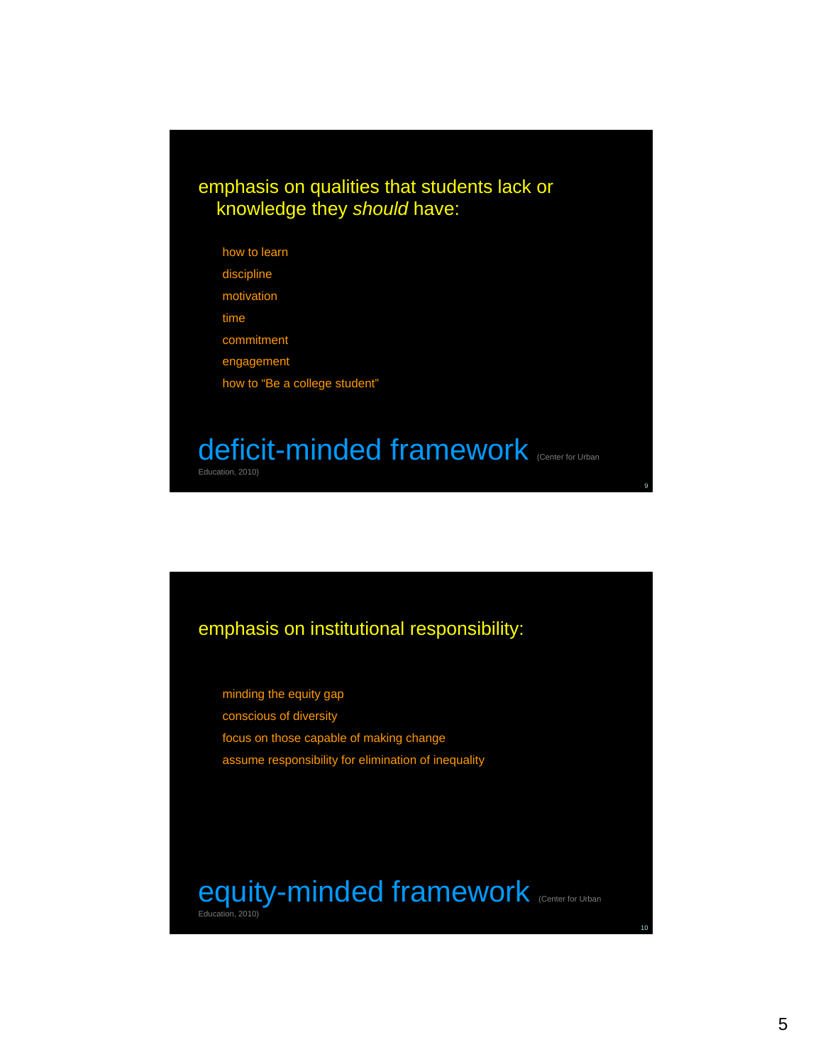emphasis on qualities that students lack or knowledge they *should* have:

- how to learn
- discipline
- motivation
- time
- commitment
- engagement
- how to "Be a college student"

## deficit-minded framework (Center for Urban Education, 2010)

emphasis on institutional responsibility:

- minding the equity gap
- conscious of diversity
- focus on those capable of making change
- assume responsibility for elimination of inequality

## equity-minded framework (Center for Urban Education, 2010)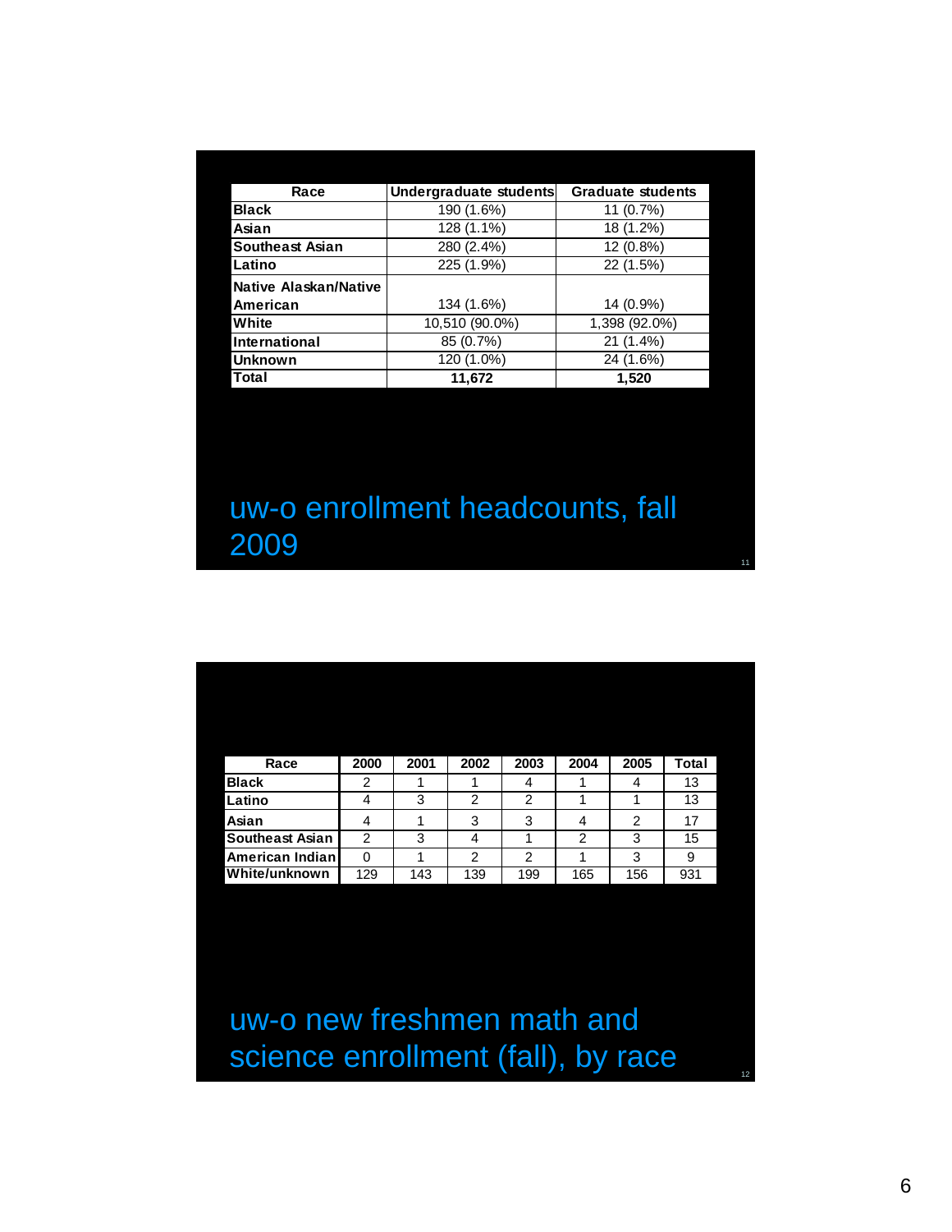| Race | Undergraduate students | Graduate students |
| --- | --- | --- |
| Black | 190 (1.6%) | 11 (0.7%) |
| Asian | 128 (1.1%) | 18 (1.2%) |
| Southeast Asian | 280 (2.4%) | 12 (0.8%) |
| Latino | 225 (1.9%) | 22 (1.5%) |
| Native Alaskan/Native American | 134 (1.6%) | 14 (0.9%) |
| White | 10,510 (90.0%) | 1,398 (92.0%) |
| International | 85 (0.7%) | 21 (1.4%) |
| Unknown | 120 (1.0%) | 24 (1.6%) |
| Total | 11,672 | 1,520 |

## uw-o enrollment headcounts, fall 2009

| Race | 2000 | 2001 | 2002 | 2003 | 2004 | 2005 | Total |
| --- | --- | --- | --- | --- | --- | --- | --- |
| Black | 2 | 1 | 1 | 4 | 1 | 4 | 13 |
| Latino | 4 | 3 | 2 | 2 | 1 | 1 | 13 |
| Asian | 4 | 1 | 3 | 3 | 4 | 2 | 17 |
| Southeast Asian | 2 | 3 | 4 | 1 | 2 | 3 | 15 |
| American Indian | 0 | 1 | 2 | 2 | 1 | 3 | 9 |
| White/unknown | 129 | 143 | 139 | 199 | 165 | 156 | 931 |

## uw-o new freshmen math and science enrollment (fall), by race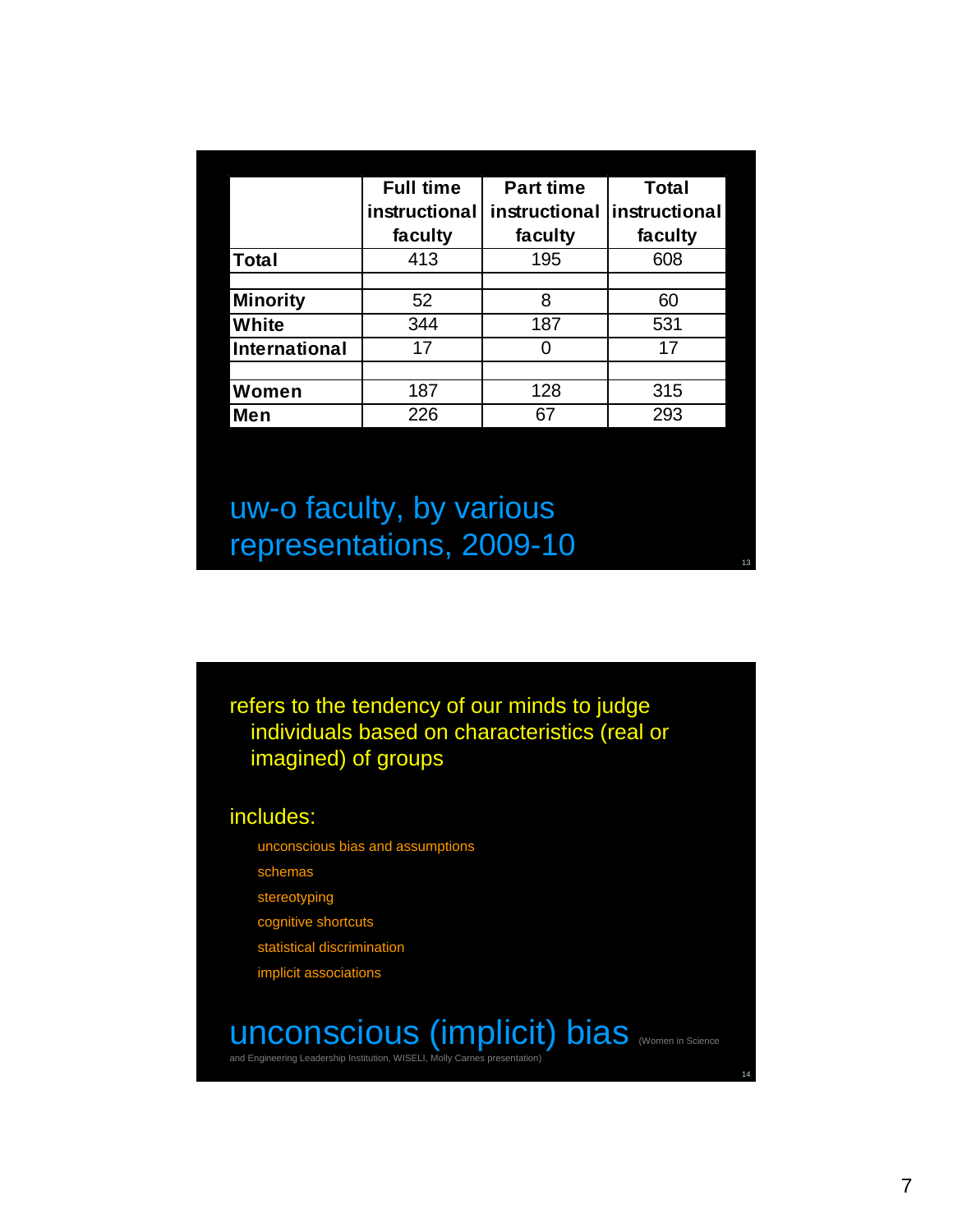|  | Full time instructional faculty | Part time instructional faculty | Total instructional faculty |
|---|---|---|---|
| **Total** | 413 | 195 | 608 |
|  |  |  |  |
| **Minority** | 52 | 8 | 60 |
| **White** | 344 | 187 | 531 |
| **International** | 17 | 0 | 17 |
|  |  |  |  |
| **Women** | 187 | 128 | 315 |
| **Men** | 226 | 67 | 293 |

## uw-o faculty, by various representations, 2009-10

refers to the tendency of our minds to judge individuals based on characteristics (real or imagined) of groups

includes:

- unconscious bias and assumptions
- schemas
- stereotyping
- cognitive shortcuts
- statistical discrimination
- implicit associations

## unconscious (implicit) bias

(Women in Science and Engineering Leadership Institution, WISELI, Molly Carnes presentation)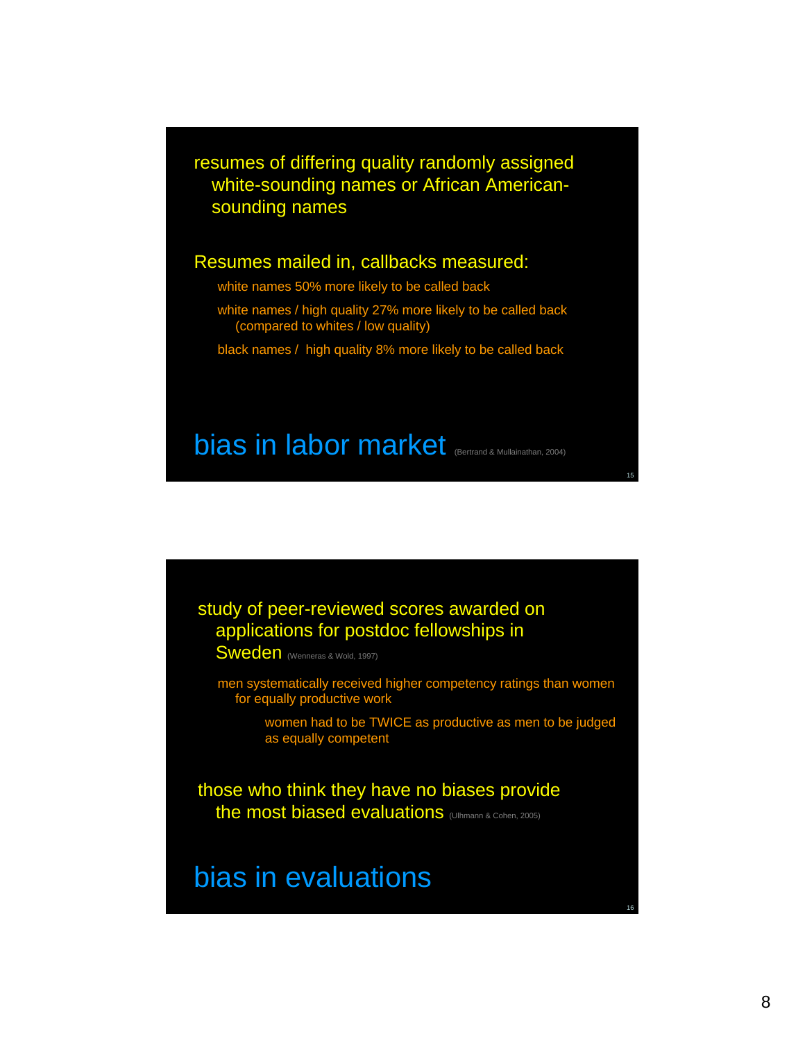resumes of differing quality randomly assigned white-sounding names or African American-sounding names

Resumes mailed in, callbacks measured:

- white names 50% more likely to be called back
- white names / high quality 27% more likely to be called back (compared to whites / low quality)
- black names / high quality 8% more likely to be called back

## bias in labor market (Bertrand & Mullainathan, 2004)

study of peer-reviewed scores awarded on applications for postdoc fellowships in Sweden (Wenneras & Wold, 1997)

- men systematically received higher competency ratings than women for equally productive work
  - women had to be TWICE as productive as men to be judged as equally competent

those who think they have no biases provide the most biased evaluations (Ulhmann & Cohen, 2005)

## bias in evaluations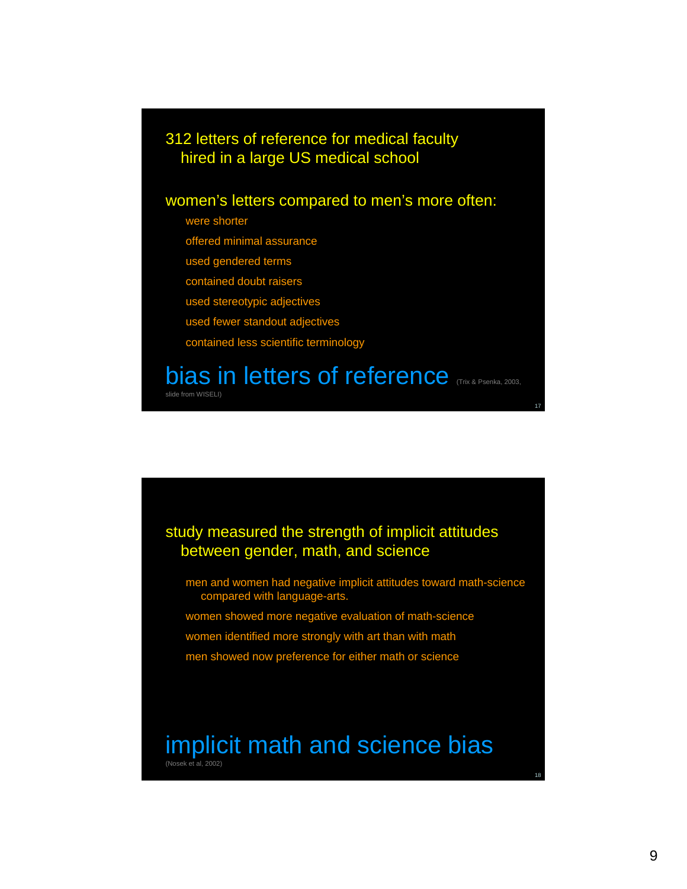312 letters of reference for medical faculty hired in a large US medical school

women's letters compared to men's more often:

- were shorter
- offered minimal assurance
- used gendered terms
- contained doubt raisers
- used stereotypic adjectives
- used fewer standout adjectives
- contained less scientific terminology

## bias in letters of reference

(Trix & Psenka, 2003, slide from WISELI)

17

study measured the strength of implicit attitudes between gender, math, and science

- men and women had negative implicit attitudes toward math-science compared with language-arts.
- women showed more negative evaluation of math-science
- women identified more strongly with art than with math
- men showed now preference for either math or science

## implicit math and science bias

(Nosek et al, 2002)

18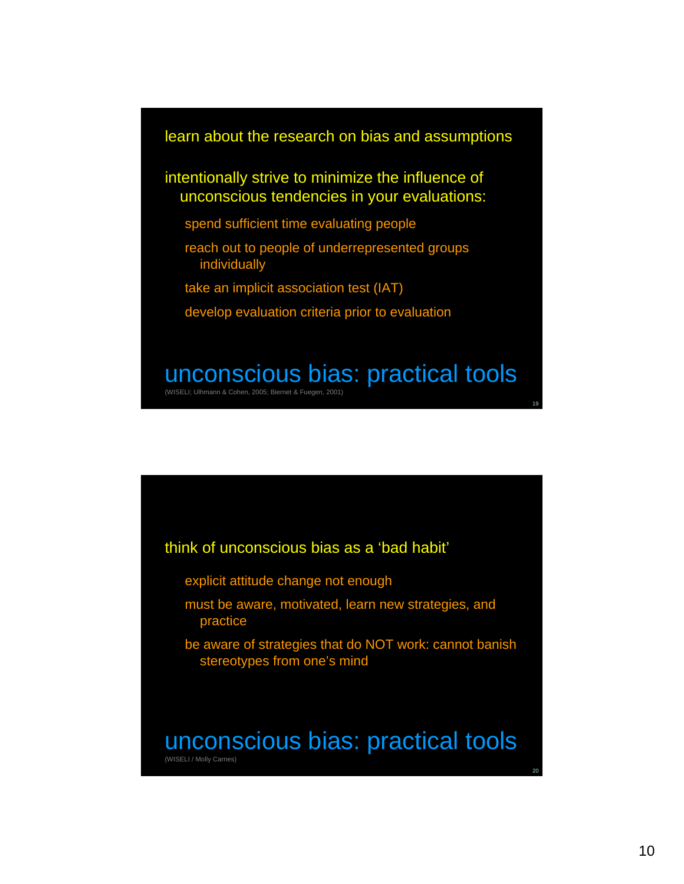## unconscious bias: practical tools

(WISELI; Ulhmann & Cohen, 2005; Biernet & Fuegen, 2001)

learn about the research on bias and assumptions

intentionally strive to minimize the influence of unconscious tendencies in your evaluations:

- spend sufficient time evaluating people
- reach out to people of underrepresented groups individually
- take an implicit association test (IAT)
- develop evaluation criteria prior to evaluation

## unconscious bias: practical tools

(WISELI / Molly Carnes)

think of unconscious bias as a ‘bad habit’

- explicit attitude change not enough
- must be aware, motivated, learn new strategies, and practice
- be aware of strategies that do NOT work: cannot banish stereotypes from one’s mind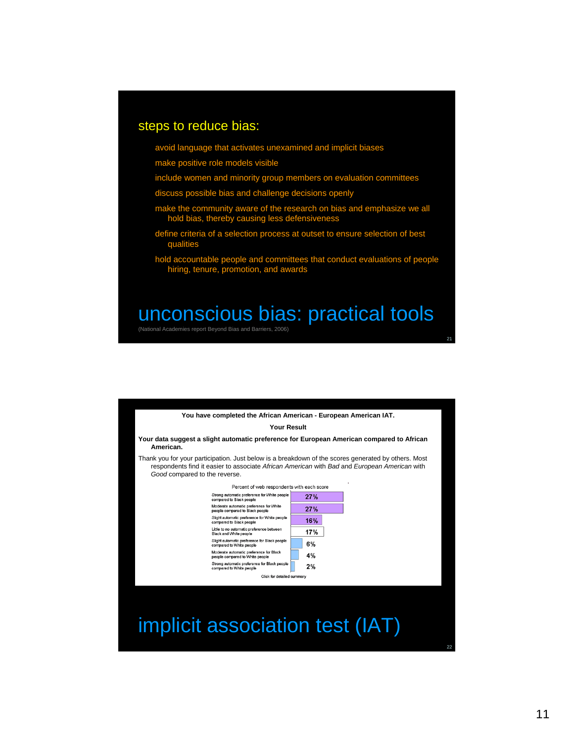## unconscious bias: practical tools

(National Academies report Beyond Bias and Barriers, 2006)

### steps to reduce bias:

- avoid language that activates unexamined and implicit biases
- make positive role models visible
- include women and minority group members on evaluation committees
- discuss possible bias and challenge decisions openly
- make the community aware of the research on bias and emphasize we all hold bias, thereby causing less defensiveness
- define criteria of a selection process at outset to ensure selection of best qualities
- hold accountable people and committees that conduct evaluations of people hiring, tenure, promotion, and awards

## implicit association test (IAT)

**You have completed the African American - European American IAT.**

**Your Result**

**Your data suggest a slight automatic preference for European American compared to African American.**

Thank you for your participation. Just below is a breakdown of the scores generated by others. Most respondents find it easier to associate *African American* with *Bad* and *European American* with *Good* compared to the reverse.

Percent of web respondents with each score

| Score | Percent |
| --- | --- |
| Strong automatic preference for White people compared to Black people | 27% |
| Moderate automatic preference for White people compared to Black people | 27% |
| Slight automatic preference for White people compared to Black people | 16% |
| Little to no automatic preference between Black and White people | 17% |
| Slight automatic preference for Black people compared to White people | 6% |
| Moderate automatic preference for Black people compared to White people | 4% |
| Strong automatic preference for Black people compared to White people | 2% |

Click for detailed summary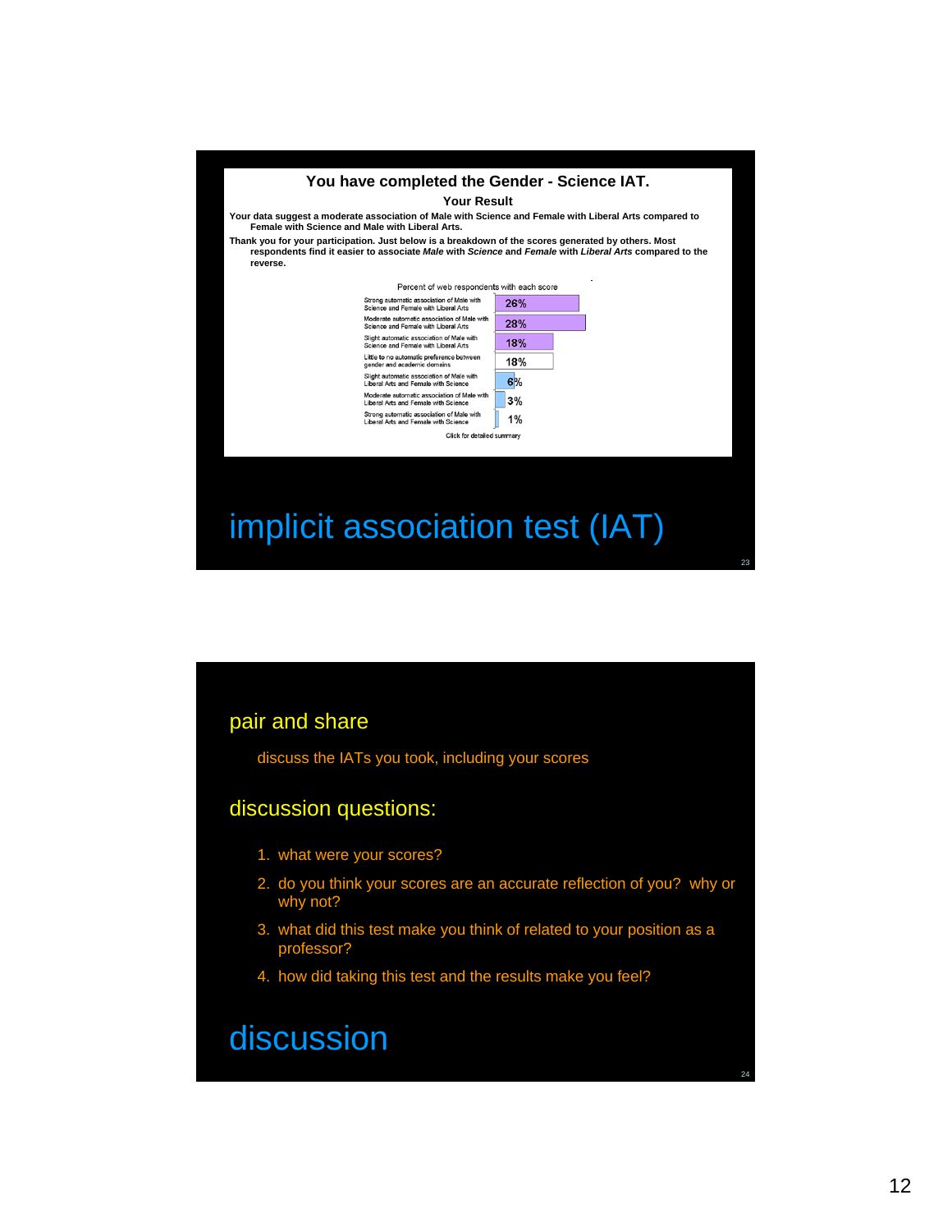## You have completed the Gender - Science IAT.

**Your Result**

**Your data suggest a moderate association of Male with Science and Female with Liberal Arts compared to Female with Science and Male with Liberal Arts.**

**Thank you for your participation. Just below is a breakdown of the scores generated by others. Most respondents find it easier to associate *Male* with *Science* and *Female* with *Liberal Arts* compared to the reverse.**

Percent of web respondents with each score

| Score | Percent |
|---|---|
| Strong automatic association of Male with Science and Female with Liberal Arts | 26% |
| Moderate automatic association of Male with Science and Female with Liberal Arts | 28% |
| Slight automatic association of Male with Science and Female with Liberal Arts | 18% |
| Little to no automatic preference between gender and academic domains | 18% |
| Slight automatic association of Male with Liberal Arts and Female with Science | 6% |
| Moderate automatic association of Male with Liberal Arts and Female with Science | 3% |
| Strong automatic association of Male with Liberal Arts and Female with Science | 1% |

Click for detailed summary

# implicit association test (IAT)

## pair and share

discuss the IATs you took, including your scores

## discussion questions:

1. what were your scores?
2. do you think your scores are an accurate reflection of you? why or why not?
3. what did this test make you think of related to your position as a professor?
4. how did taking this test and the results make you feel?

# discussion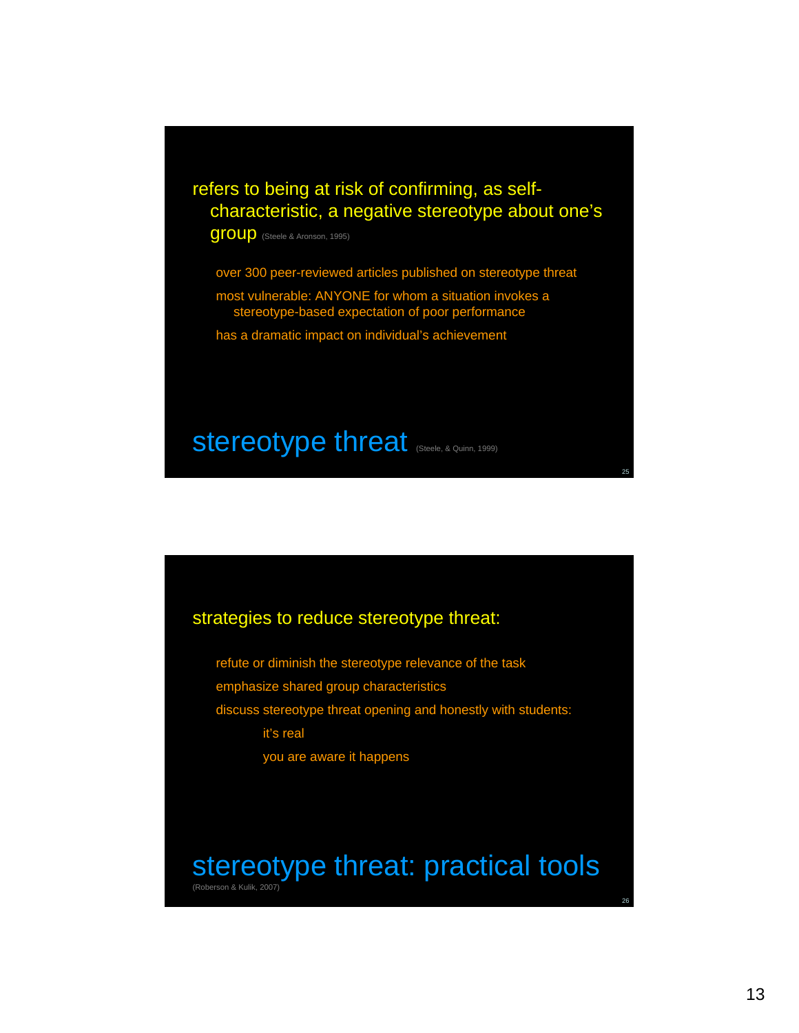## stereotype threat (Steele, & Quinn, 1999)

refers to being at risk of confirming, as self-characteristic, a negative stereotype about one's group (Steele & Aronson, 1995)

- over 300 peer-reviewed articles published on stereotype threat
- most vulnerable: ANYONE for whom a situation invokes a stereotype-based expectation of poor performance
- has a dramatic impact on individual's achievement

## stereotype threat: practical tools

(Roberson & Kulik, 2007)

strategies to reduce stereotype threat:

- refute or diminish the stereotype relevance of the task
- emphasize shared group characteristics
- discuss stereotype threat opening and honestly with students:
  - it's real
  - you are aware it happens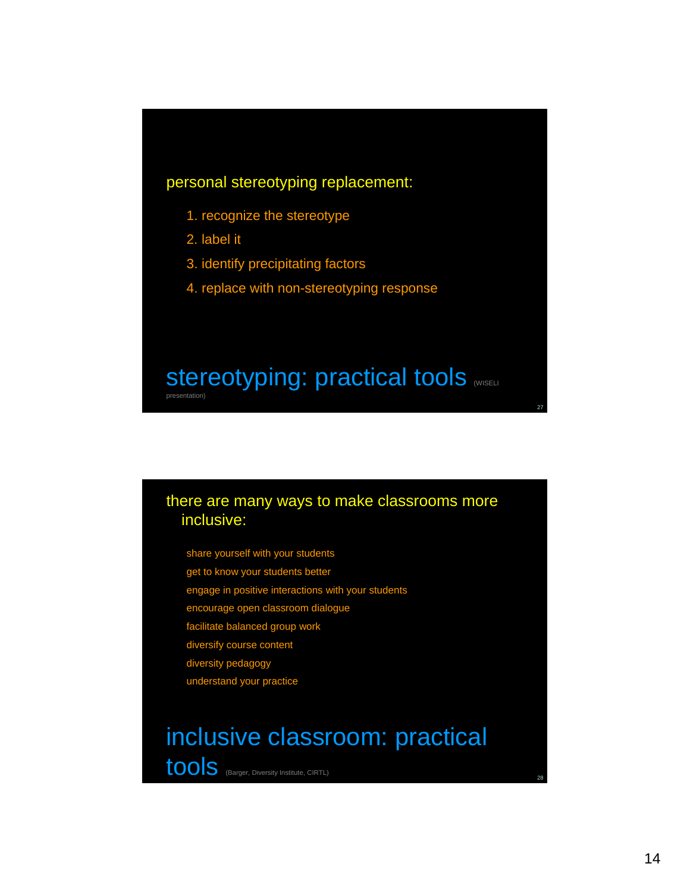personal stereotyping replacement:

1. recognize the stereotype
2. label it
3. identify precipitating factors
4. replace with non-stereotyping response

## stereotyping: practical tools (WISELI presentation)

there are many ways to make classrooms more inclusive:

- share yourself with your students
- get to know your students better
- engage in positive interactions with your students
- encourage open classroom dialogue
- facilitate balanced group work
- diversify course content
- diversity pedagogy
- understand your practice

## inclusive classroom: practical tools (Barger, Diversity Institute, CIRTL)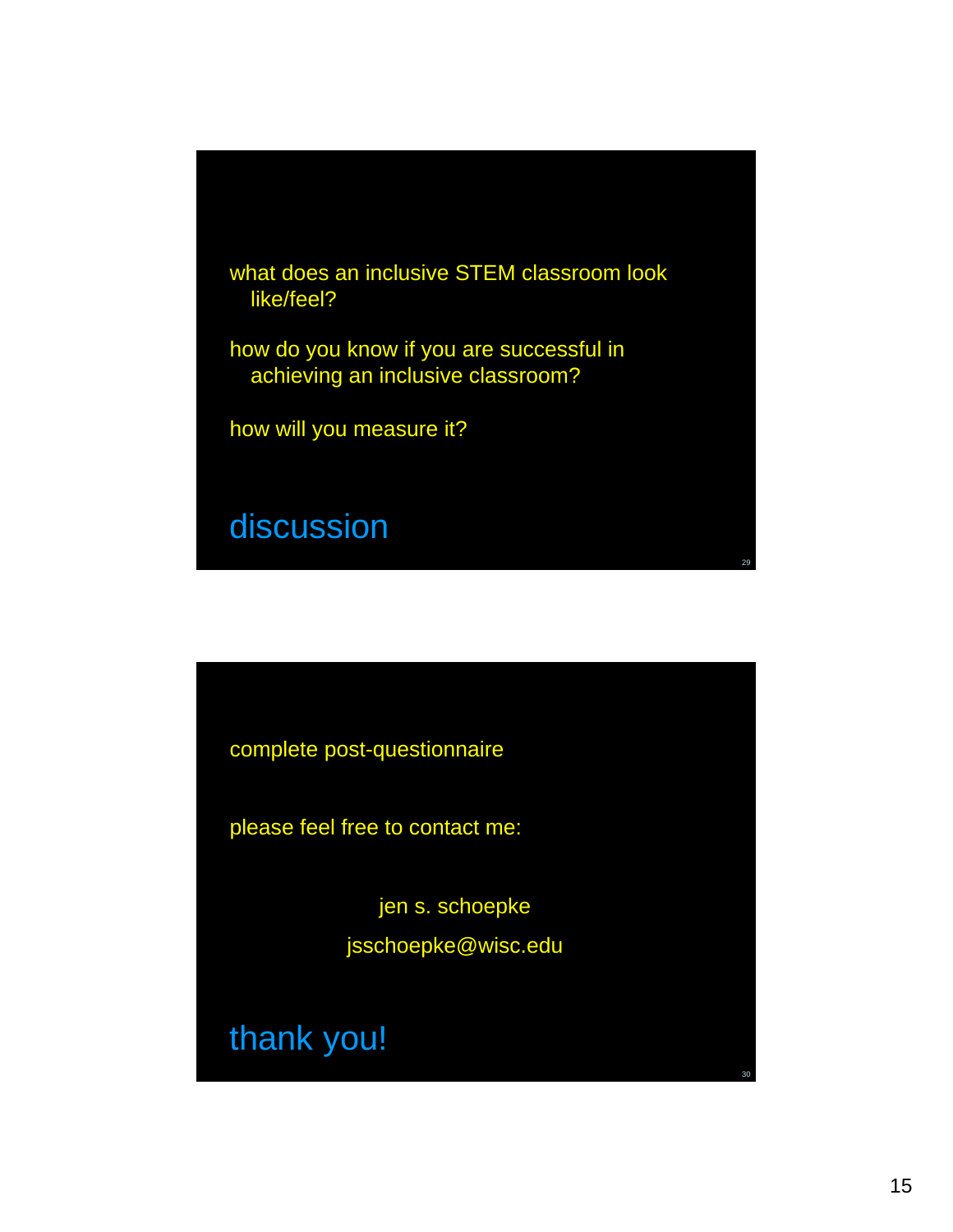what does an inclusive STEM classroom look like/feel?

how do you know if you are successful in achieving an inclusive classroom?

how will you measure it?

## discussion

complete post-questionnaire

please feel free to contact me:

jen s. schoepke

jsschoepke@wisc.edu

## thank you!